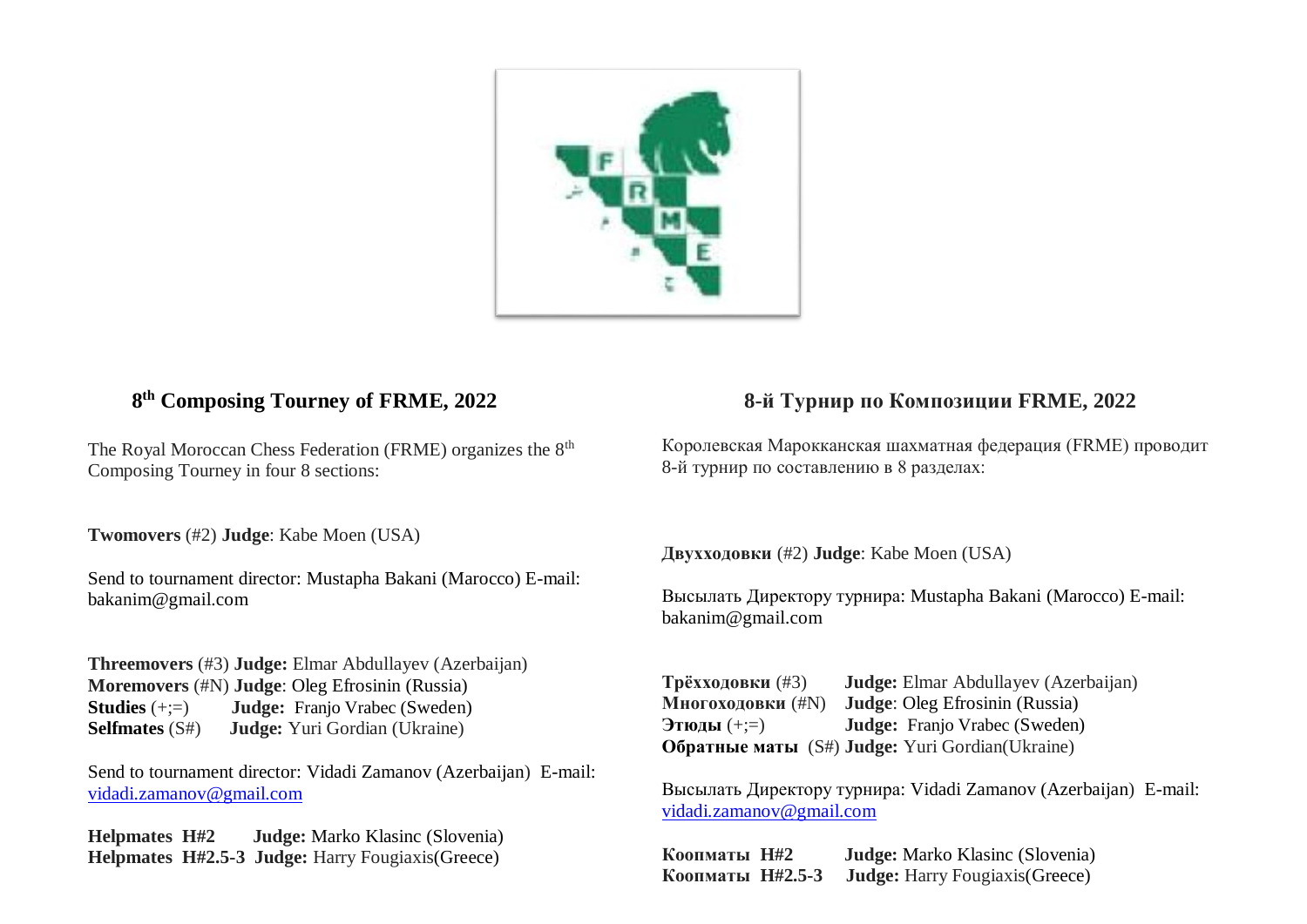## 8th Composing Tourney of FRME, 2022

The Royal Moroccan Chess Federation (FRME) organizes the 8th Composing Tourney in four 8 sections:

**Twomovers** (#2) **Judge**: Kabe Moen (USA)

Send to tournament director: Mustapha Bakani (Marocco) E-mail: bakanim@gmail.com

**Threemovers** (#3) **Judge:** Elmar Abdullayev (Azerbaijan)
**Moremovers** (#N) **Judge**: Oleg Efrosinin (Russia)
**Studies** (+;=) **Judge:** Franjo Vrabec (Sweden)
**Selfmates** (S#) **Judge:** Yuri Gordian (Ukraine)

Send to tournament director: Vidadi Zamanov (Azerbaijan) E-mail: vidadi.zamanov@gmail.com

**Helpmates H#2** **Judge:** Marko Klasinc (Slovenia)
**Helpmates H#2.5-3** **Judge:** Harry Fougiaxis(Greece)

## 8-й Турнир по Композиции FRME, 2022

Королевская Марокканская шахматная федерация (FRME) проводит 8-й турнир по составлению в 8 разделах:

**Двухходовки** (#2) **Judge**: Kabe Moen (USA)

Высылать Директору турнира: Mustapha Bakani (Marocco) E-mail: bakanim@gmail.com

**Трёхходовки** (#3) **Judge:** Elmar Abdullayev (Azerbaijan)
**Многоходовки** (#N) **Judge**: Oleg Efrosinin (Russia)
**Этюды** (+;=) **Judge:** Franjo Vrabec (Sweden)
**Обратные маты** (S#) **Judge:** Yuri Gordian(Ukraine)

Высылать Директору турнира: Vidadi Zamanov (Azerbaijan) E-mail: vidadi.zamanov@gmail.com

**Коопматы H#2** **Judge:** Marko Klasinc (Slovenia)
**Коопматы H#2.5-3** **Judge:** Harry Fougiaxis(Greece)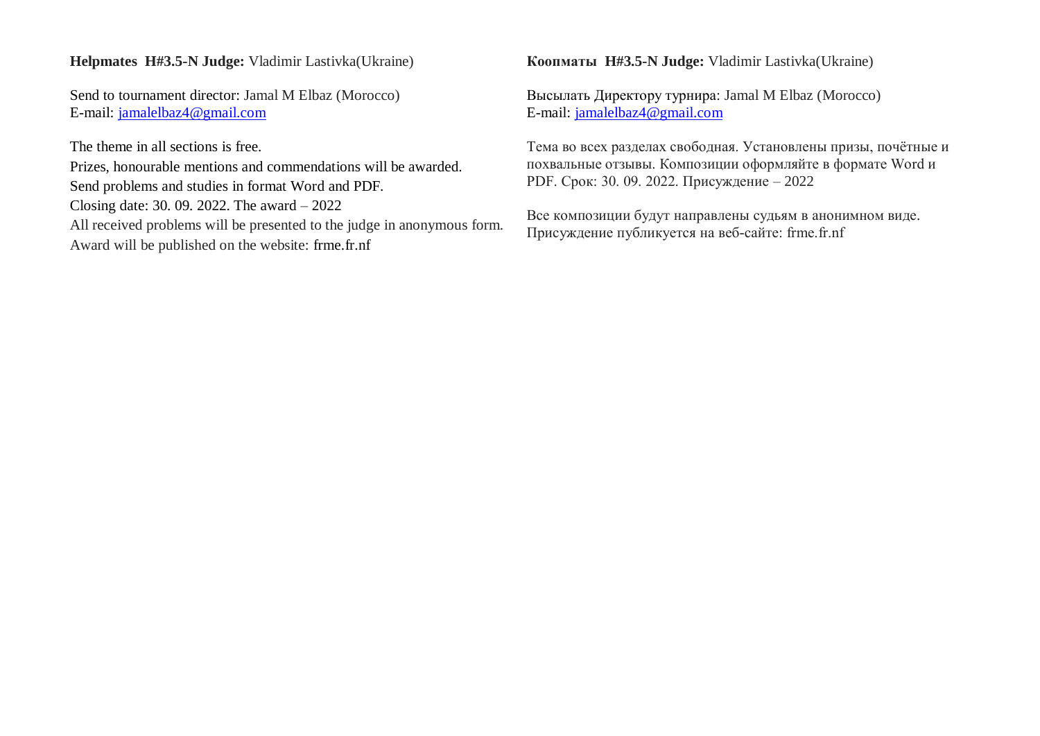**Helpmates H#3.5-N Judge:** Vladimir Lastivka(Ukraine)

Send to tournament director: Jamal M Elbaz (Morocco)
E-mail: jamalelbaz4@gmail.com

The theme in all sections is free.
Prizes, honourable mentions and commendations will be awarded.
Send problems and studies in format Word and PDF.
Closing date: 30. 09. 2022. The award – 2022
All received problems will be presented to the judge in anonymous form.
Award will be published on the website: frme.fr.nf

**Коопматы H#3.5-N Judge:** Vladimir Lastivka(Ukraine)

Высылать Директору турнира: Jamal M Elbaz (Morocco)
E-mail: jamalelbaz4@gmail.com

Тема во всех разделах свободная. Установлены призы, почётные и похвальные отзывы. Композиции оформляйте в формате Word и PDF. Срок: 30. 09. 2022. Присуждение – 2022

Все композиции будут направлены судьям в анонимном виде. Присуждение публикуется на веб-сайте: frme.fr.nf